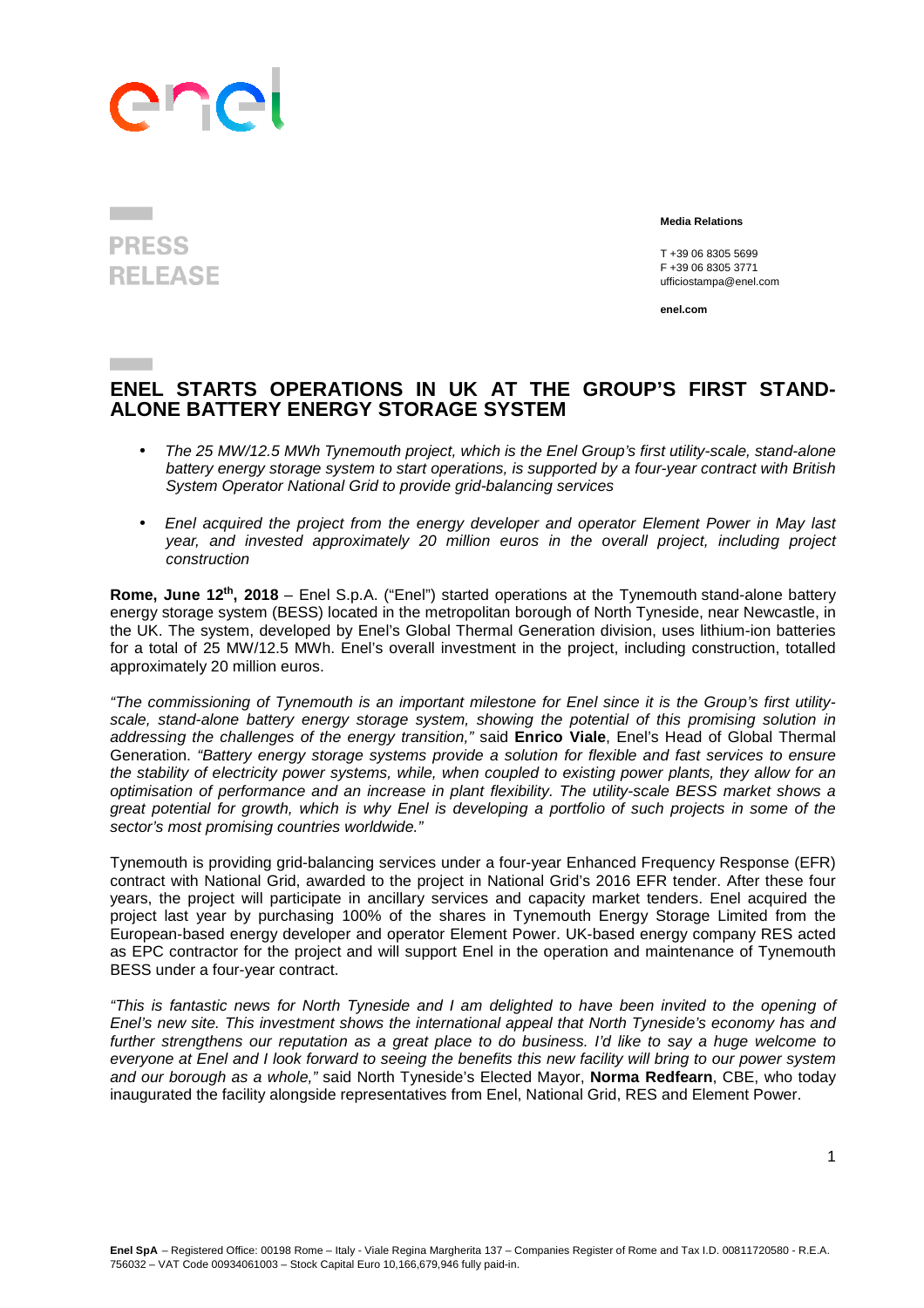PRESS RELEASE

**Media Relations**

T +39 06 8305 5699
F +39 06 8305 3771
ufficiostampa@enel.com

**enel.com**

# ENEL STARTS OPERATIONS IN UK AT THE GROUP'S FIRST STAND-ALONE BATTERY ENERGY STORAGE SYSTEM

- *The 25 MW/12.5 MWh Tynemouth project, which is the Enel Group's first utility-scale, stand-alone battery energy storage system to start operations, is supported by a four-year contract with British System Operator National Grid to provide grid-balancing services*

- *Enel acquired the project from the energy developer and operator Element Power in May last year, and invested approximately 20 million euros in the overall project, including project construction*

**Rome, June 12th, 2018** – Enel S.p.A. ("Enel") started operations at the Tynemouth stand-alone battery energy storage system (BESS) located in the metropolitan borough of North Tyneside, near Newcastle, in the UK. The system, developed by Enel's Global Thermal Generation division, uses lithium-ion batteries for a total of 25 MW/12.5 MWh. Enel's overall investment in the project, including construction, totalled approximately 20 million euros.

*"The commissioning of Tynemouth is an important milestone for Enel since it is the Group's first utility-scale, stand-alone battery energy storage system, showing the potential of this promising solution in addressing the challenges of the energy transition,"* said **Enrico Viale**, Enel's Head of Global Thermal Generation. *"Battery energy storage systems provide a solution for flexible and fast services to ensure the stability of electricity power systems, while, when coupled to existing power plants, they allow for an optimisation of performance and an increase in plant flexibility. The utility-scale BESS market shows a great potential for growth, which is why Enel is developing a portfolio of such projects in some of the sector's most promising countries worldwide."*

Tynemouth is providing grid-balancing services under a four-year Enhanced Frequency Response (EFR) contract with National Grid, awarded to the project in National Grid's 2016 EFR tender. After these four years, the project will participate in ancillary services and capacity market tenders. Enel acquired the project last year by purchasing 100% of the shares in Tynemouth Energy Storage Limited from the European-based energy developer and operator Element Power. UK-based energy company RES acted as EPC contractor for the project and will support Enel in the operation and maintenance of Tynemouth BESS under a four-year contract.

*"This is fantastic news for North Tyneside and I am delighted to have been invited to the opening of Enel's new site. This investment shows the international appeal that North Tyneside's economy has and further strengthens our reputation as a great place to do business. I'd like to say a huge welcome to everyone at Enel and I look forward to seeing the benefits this new facility will bring to our power system and our borough as a whole,"* said North Tyneside's Elected Mayor, **Norma Redfearn**, CBE, who today inaugurated the facility alongside representatives from Enel, National Grid, RES and Element Power.

**Enel SpA** – Registered Office: 00198 Rome – Italy - Viale Regina Margherita 137 – Companies Register of Rome and Tax I.D. 00811720580 - R.E.A. 756032 – VAT Code 00934061003 – Stock Capital Euro 10,166,679,946 fully paid-in.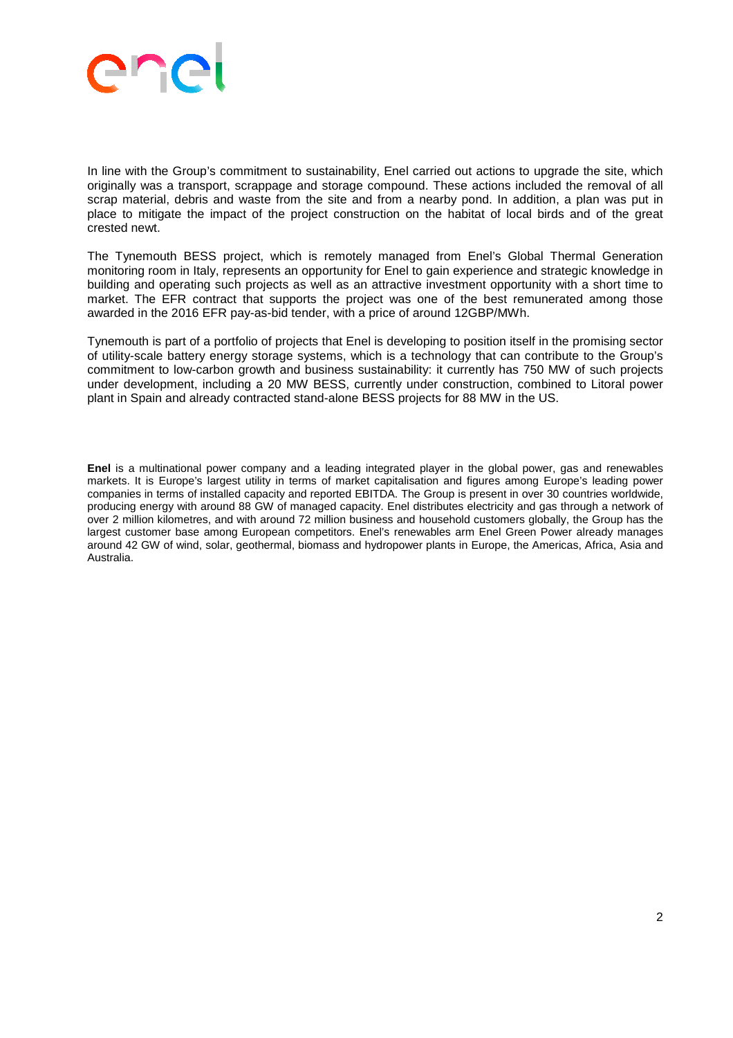In line with the Group's commitment to sustainability, Enel carried out actions to upgrade the site, which originally was a transport, scrappage and storage compound. These actions included the removal of all scrap material, debris and waste from the site and from a nearby pond. In addition, a plan was put in place to mitigate the impact of the project construction on the habitat of local birds and of the great crested newt.

The Tynemouth BESS project, which is remotely managed from Enel's Global Thermal Generation monitoring room in Italy, represents an opportunity for Enel to gain experience and strategic knowledge in building and operating such projects as well as an attractive investment opportunity with a short time to market. The EFR contract that supports the project was one of the best remunerated among those awarded in the 2016 EFR pay-as-bid tender, with a price of around 12GBP/MWh.

Tynemouth is part of a portfolio of projects that Enel is developing to position itself in the promising sector of utility-scale battery energy storage systems, which is a technology that can contribute to the Group's commitment to low-carbon growth and business sustainability: it currently has 750 MW of such projects under development, including a 20 MW BESS, currently under construction, combined to Litoral power plant in Spain and already contracted stand-alone BESS projects for 88 MW in the US.

**Enel** is a multinational power company and a leading integrated player in the global power, gas and renewables markets. It is Europe's largest utility in terms of market capitalisation and figures among Europe's leading power companies in terms of installed capacity and reported EBITDA. The Group is present in over 30 countries worldwide, producing energy with around 88 GW of managed capacity. Enel distributes electricity and gas through a network of over 2 million kilometres, and with around 72 million business and household customers globally, the Group has the largest customer base among European competitors. Enel's renewables arm Enel Green Power already manages around 42 GW of wind, solar, geothermal, biomass and hydropower plants in Europe, the Americas, Africa, Asia and Australia.